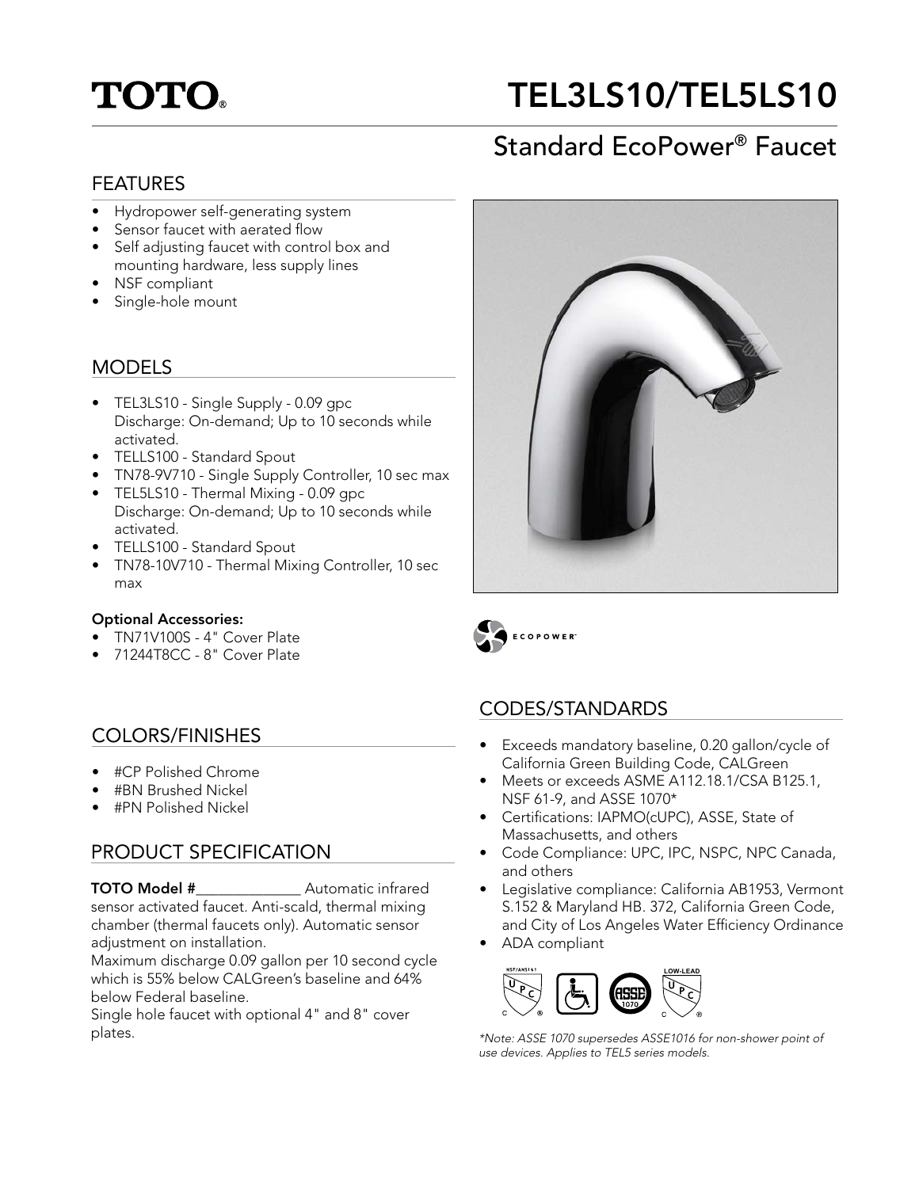# TOTO®

# TEL3LS10/TEL5LS10

## Standard EcoPower® Faucet

## FEATURES

- Hydropower self-generating system
- Sensor faucet with aerated flow
- Self adjusting faucet with control box and mounting hardware, less supply lines
- NSF compliant
- Single-hole mount

## MODELS

- TEL3LS10 - Single Supply - 0.09 gpc
  Discharge: On-demand; Up to 10 seconds while activated.
- TELLS100 - Standard Spout
- TN78-9V710 - Single Supply Controller, 10 sec max
- TEL5LS10 - Thermal Mixing - 0.09 gpc
  Discharge: On-demand; Up to 10 seconds while activated.
- TELLS100 - Standard Spout
- TN78-10V710 - Thermal Mixing Controller, 10 sec max

**Optional Accessories:**

- TN71V100S - 4" Cover Plate
- 71244T8CC - 8" Cover Plate

ECOPOWER™

## COLORS/FINISHES

- #CP Polished Chrome
- #BN Brushed Nickel
- #PN Polished Nickel

## PRODUCT SPECIFICATION

**TOTO Model #**______________ Automatic infrared sensor activated faucet. Anti-scald, thermal mixing chamber (thermal faucets only). Automatic sensor adjustment on installation.

Maximum discharge 0.09 gallon per 10 second cycle which is 55% below CALGreen's baseline and 64% below Federal baseline.

Single hole faucet with optional 4" and 8" cover plates.

## CODES/STANDARDS

- Exceeds mandatory baseline, 0.20 gallon/cycle of California Green Building Code, CALGreen
- Meets or exceeds ASME A112.18.1/CSA B125.1, NSF 61-9, and ASSE 1070*
- Certifications: IAPMO(cUPC), ASSE, State of Massachusetts, and others
- Code Compliance: UPC, IPC, NSPC, NPC Canada, and others
- Legislative compliance: California AB1953, Vermont S.152 & Maryland HB. 372, California Green Code, and City of Los Angeles Water Efficiency Ordinance
- ADA compliant

NSF/ANSI 61 · UPC · ASSE 1070 · LOW-LEAD UPC

*\*Note: ASSE 1070 supersedes ASSE1016 for non-shower point of use devices. Applies to TEL5 series models.*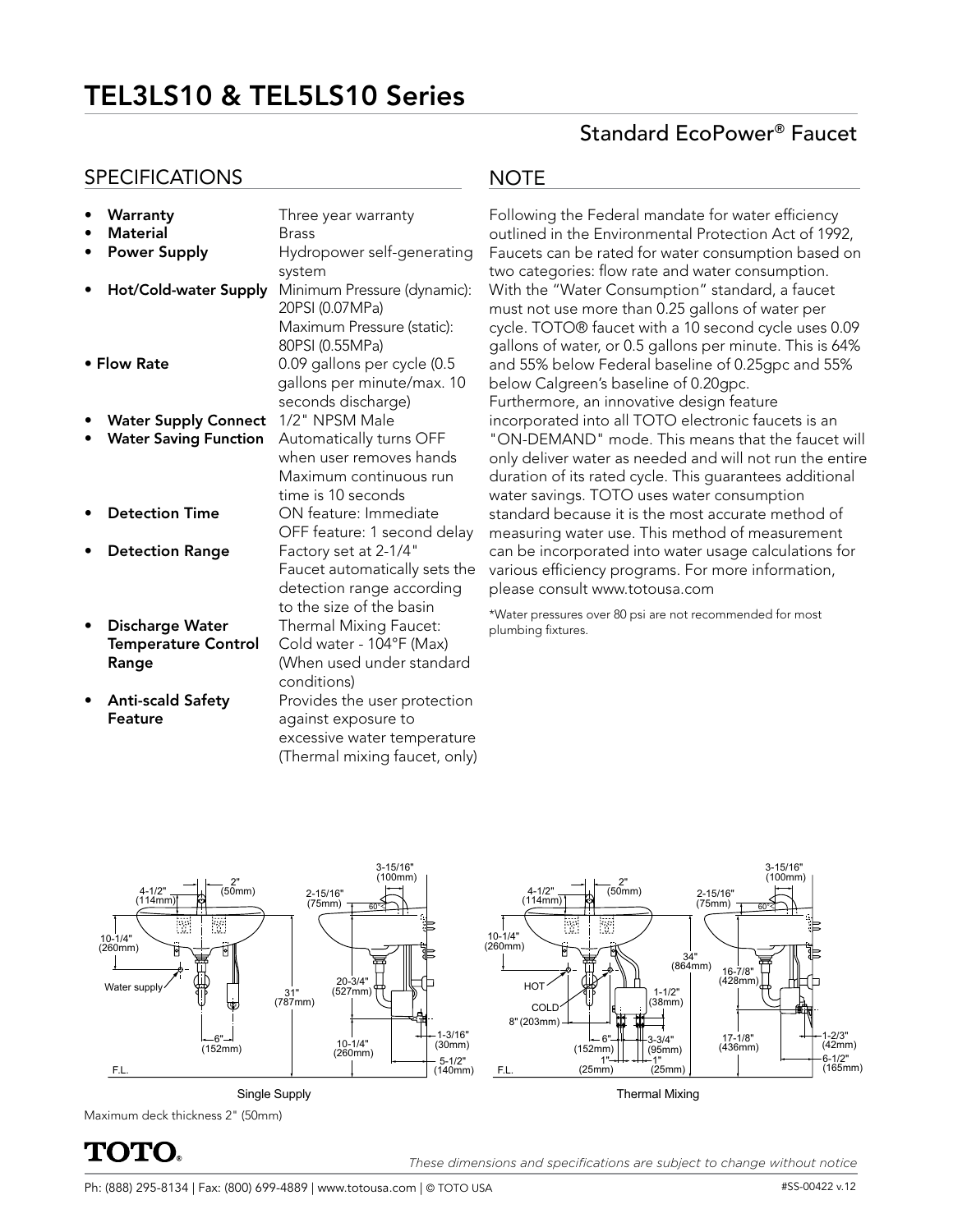# TEL3LS10 & TEL5LS10 Series

## Standard EcoPower® Faucet

## SPECIFICATIONS

- **Warranty** Three year warranty
- **Material** Brass
- **Power Supply** Hydropower self-generating system
- **Hot/Cold-water Supply** Minimum Pressure (dynamic): 20PSI (0.07MPa) Maximum Pressure (static): 80PSI (0.55MPa)
- **Flow Rate** 0.09 gallons per cycle (0.5 gallons per minute/max. 10 seconds discharge)
- **Water Supply Connect** 1/2" NPSM Male
- **Water Saving Function** Automatically turns OFF when user removes hands Maximum continuous run time is 10 seconds
- **Detection Time** ON feature: Immediate OFF feature: 1 second delay
- **Detection Range** Factory set at 2-1/4" Faucet automatically sets the detection range according to the size of the basin
- **Discharge Water Temperature Control Range** Thermal Mixing Faucet: Cold water - 104°F (Max) (When used under standard conditions)
- **Anti-scald Safety Feature** Provides the user protection against exposure to excessive water temperature (Thermal mixing faucet, only)

## NOTE

Following the Federal mandate for water efficiency outlined in the Environmental Protection Act of 1992, Faucets can be rated for water consumption based on two categories: flow rate and water consumption. With the "Water Consumption" standard, a faucet must not use more than 0.25 gallons of water per cycle. TOTO® faucet with a 10 second cycle uses 0.09 gallons of water, or 0.5 gallons per minute. This is 64% and 55% below Federal baseline of 0.25gpc and 55% below Calgreen's baseline of 0.20gpc. Furthermore, an innovative design feature incorporated into all TOTO electronic faucets is an "ON-DEMAND" mode. This means that the faucet will only deliver water as needed and will not run the entire duration of its rated cycle. This guarantees additional water savings. TOTO uses water consumption standard because it is the most accurate method of measuring water use. This method of measurement can be incorporated into water usage calculations for various efficiency programs. For more information, please consult www.totousa.com

*Water pressures over 80 psi are not recommended for most plumbing fixtures.

4-1/2" (114mm)
2" (50mm)
2-15/16" (75mm)
3-15/16" (100mm)
60°
10-1/4" (260mm)
Water supply
20-3/4" (527mm)
31" (787mm)
6" (152mm)
10-1/4" (260mm)
1-3/16" (30mm)
5-1/2" (140mm)
F.L.

Single Supply

4-1/2" (114mm)
2" (50mm)
2-15/16" (75mm)
3-15/16" (100mm)
60°
10-1/4" (260mm)
34" (864mm)
16-7/8" (428mm)
HOT
COLD
1-1/2" (38mm)
8" (203mm)
6" (152mm)
3-3/4" (95mm)
1" (25mm)
1" (25mm)
17-1/8" (436mm)
1-2/3" (42mm)
6-1/2" (165mm)
F.L.

Thermal Mixing

Maximum deck thickness 2" (50mm)

TOTO®

*These dimensions and specifications are subject to change without notice*

Ph: (888) 295-8134 | Fax: (800) 699-4889 | www.totousa.com | © TOTO USA

#SS-00422 v.12